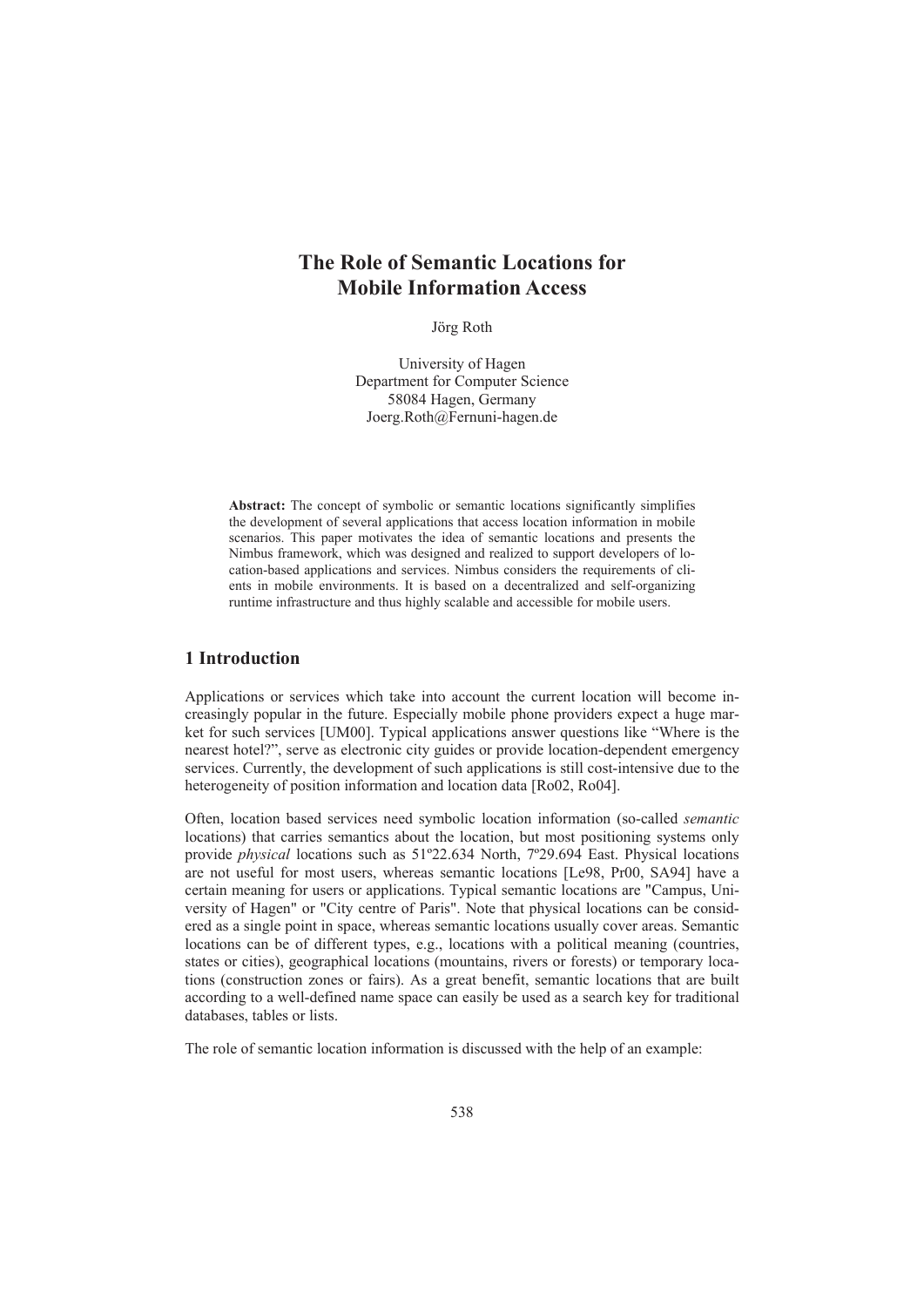# The Role of Semantic Locations for Mobile Information Access

Jörg Roth

University of Hagen
Department for Computer Science
58084 Hagen, Germany
Joerg.Roth@Fernuni-hagen.de

**Abstract:** The concept of symbolic or semantic locations significantly simplifies the development of several applications that access location information in mobile scenarios. This paper motivates the idea of semantic locations and presents the Nimbus framework, which was designed and realized to support developers of location-based applications and services. Nimbus considers the requirements of clients in mobile environments. It is based on a decentralized and self-organizing runtime infrastructure and thus highly scalable and accessible for mobile users.

## 1 Introduction

Applications or services which take into account the current location will become increasingly popular in the future. Especially mobile phone providers expect a huge market for such services [UM00]. Typical applications answer questions like "Where is the nearest hotel?", serve as electronic city guides or provide location-dependent emergency services. Currently, the development of such applications is still cost-intensive due to the heterogeneity of position information and location data [Ro02, Ro04].

Often, location based services need symbolic location information (so-called *semantic* locations) that carries semantics about the location, but most positioning systems only provide *physical* locations such as 51º22.634 North, 7º29.694 East. Physical locations are not useful for most users, whereas semantic locations [Le98, Pr00, SA94] have a certain meaning for users or applications. Typical semantic locations are "Campus, University of Hagen" or "City centre of Paris". Note that physical locations can be considered as a single point in space, whereas semantic locations usually cover areas. Semantic locations can be of different types, e.g., locations with a political meaning (countries, states or cities), geographical locations (mountains, rivers or forests) or temporary locations (construction zones or fairs). As a great benefit, semantic locations that are built according to a well-defined name space can easily be used as a search key for traditional databases, tables or lists.

The role of semantic location information is discussed with the help of an example: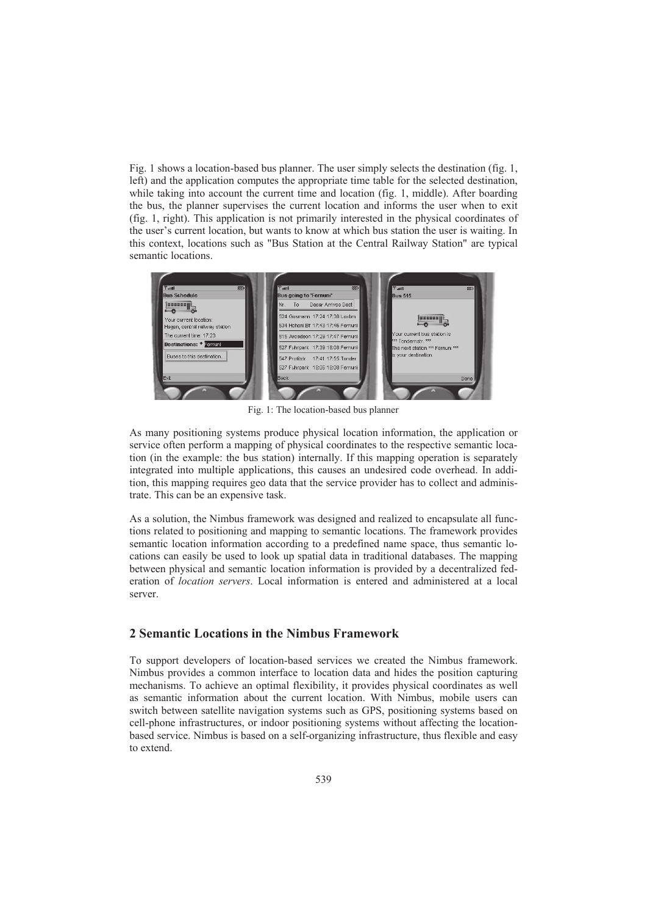Fig. 1 shows a location-based bus planner. The user simply selects the destination (fig. 1, left) and the application computes the appropriate time table for the selected destination, while taking into account the current time and location (fig. 1, middle). After boarding the bus, the planner supervises the current location and informs the user when to exit (fig. 1, right). This application is not primarily interested in the physical coordinates of the user's current location, but wants to know at which bus station the user is waiting. In this context, locations such as "Bus Station at the Central Railway Station" are typical semantic locations.

Fig. 1: The location-based bus planner

As many positioning systems produce physical location information, the application or service often perform a mapping of physical coordinates to the respective semantic location (in the example: the bus station) internally. If this mapping operation is separately integrated into multiple applications, this causes an undesired code overhead. In addition, this mapping requires geo data that the service provider has to collect and administrate. This can be an expensive task.

As a solution, the Nimbus framework was designed and realized to encapsulate all functions related to positioning and mapping to semantic locations. The framework provides semantic location information according to a predefined name space, thus semantic locations can easily be used to look up spatial data in traditional databases. The mapping between physical and semantic location information is provided by a decentralized federation of *location servers*. Local information is entered and administered at a local server.

## 2 Semantic Locations in the Nimbus Framework

To support developers of location-based services we created the Nimbus framework. Nimbus provides a common interface to location data and hides the position capturing mechanisms. To achieve an optimal flexibility, it provides physical coordinates as well as semantic information about the current location. With Nimbus, mobile users can switch between satellite navigation systems such as GPS, positioning systems based on cell-phone infrastructures, or indoor positioning systems without affecting the location-based service. Nimbus is based on a self-organizing infrastructure, thus flexible and easy to extend.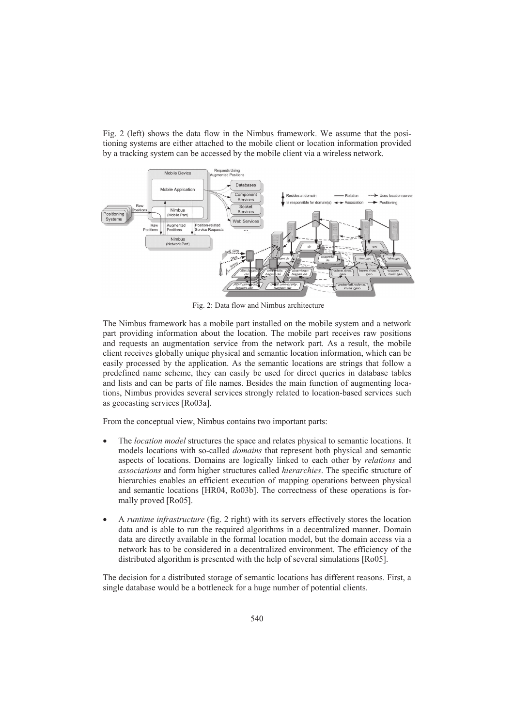Fig. 2 (left) shows the data flow in the Nimbus framework. We assume that the positioning systems are either attached to the mobile client or location information provided by a tracking system can be accessed by the mobile client via a wireless network.

Fig. 2: Data flow and Nimbus architecture

The Nimbus framework has a mobile part installed on the mobile system and a network part providing information about the location. The mobile part receives raw positions and requests an augmentation service from the network part. As a result, the mobile client receives globally unique physical and semantic location information, which can be easily processed by the application. As the semantic locations are strings that follow a predefined name scheme, they can easily be used for direct queries in database tables and lists and can be parts of file names. Besides the main function of augmenting locations, Nimbus provides several services strongly related to location-based services such as geocasting services [Ro03a].

From the conceptual view, Nimbus contains two important parts:

- The *location model* structures the space and relates physical to semantic locations. It models locations with so-called *domains* that represent both physical and semantic aspects of locations. Domains are logically linked to each other by *relations* and *associations* and form higher structures called *hierarchies*. The specific structure of hierarchies enables an efficient execution of mapping operations between physical and semantic locations [HR04, Ro03b]. The correctness of these operations is formally proved [Ro05].

- A *runtime infrastructure* (fig. 2 right) with its servers effectively stores the location data and is able to run the required algorithms in a decentralized manner. Domain data are directly available in the formal location model, but the domain access via a network has to be considered in a decentralized environment. The efficiency of the distributed algorithm is presented with the help of several simulations [Ro05].

The decision for a distributed storage of semantic locations has different reasons. First, a single database would be a bottleneck for a huge number of potential clients.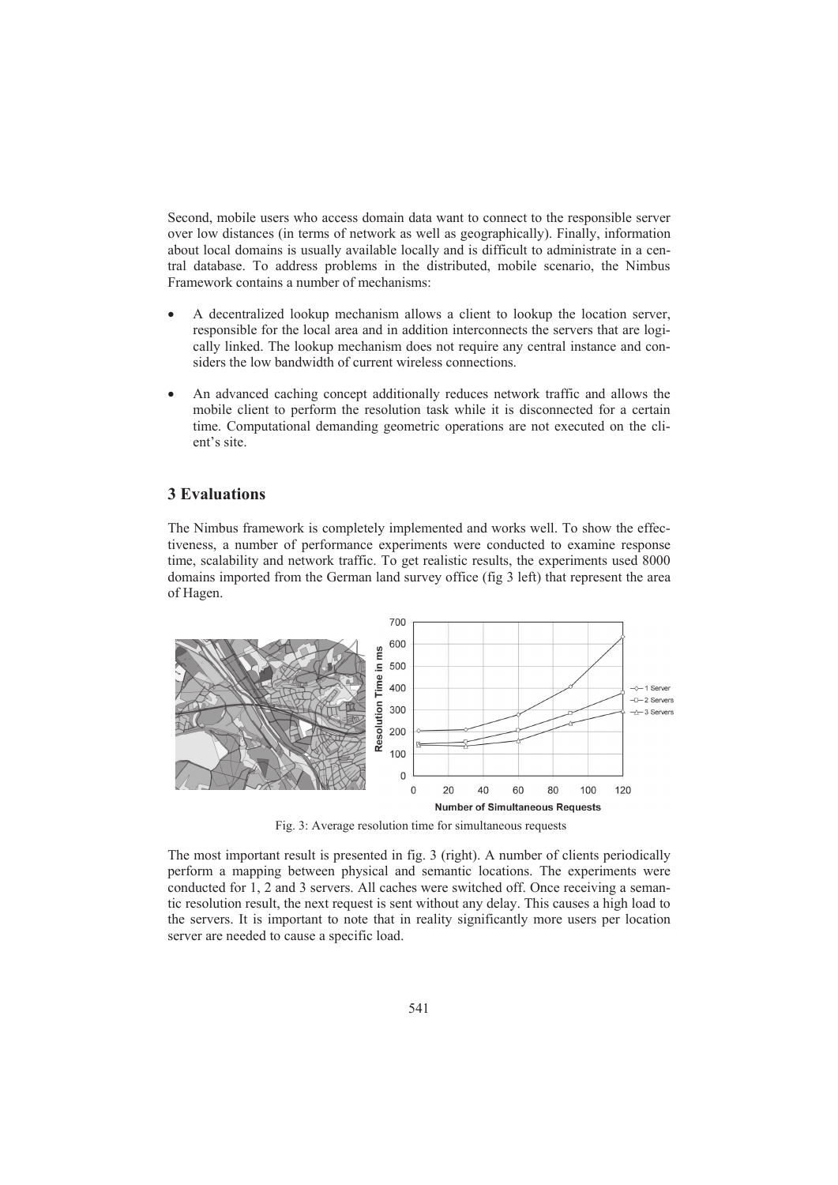Second, mobile users who access domain data want to connect to the responsible server over low distances (in terms of network as well as geographically). Finally, information about local domains is usually available locally and is difficult to administrate in a central database. To address problems in the distributed, mobile scenario, the Nimbus Framework contains a number of mechanisms:

- A decentralized lookup mechanism allows a client to lookup the location server, responsible for the local area and in addition interconnects the servers that are logically linked. The lookup mechanism does not require any central instance and considers the low bandwidth of current wireless connections.
- An advanced caching concept additionally reduces network traffic and allows the mobile client to perform the resolution task while it is disconnected for a certain time. Computational demanding geometric operations are not executed on the client's site.

## 3 Evaluations

The Nimbus framework is completely implemented and works well. To show the effectiveness, a number of performance experiments were conducted to examine response time, scalability and network traffic. To get realistic results, the experiments used 8000 domains imported from the German land survey office (fig 3 left) that represent the area of Hagen.

Fig. 3: Average resolution time for simultaneous requests

The most important result is presented in fig. 3 (right). A number of clients periodically perform a mapping between physical and semantic locations. The experiments were conducted for 1, 2 and 3 servers. All caches were switched off. Once receiving a semantic resolution result, the next request is sent without any delay. This causes a high load to the servers. It is important to note that in reality significantly more users per location server are needed to cause a specific load.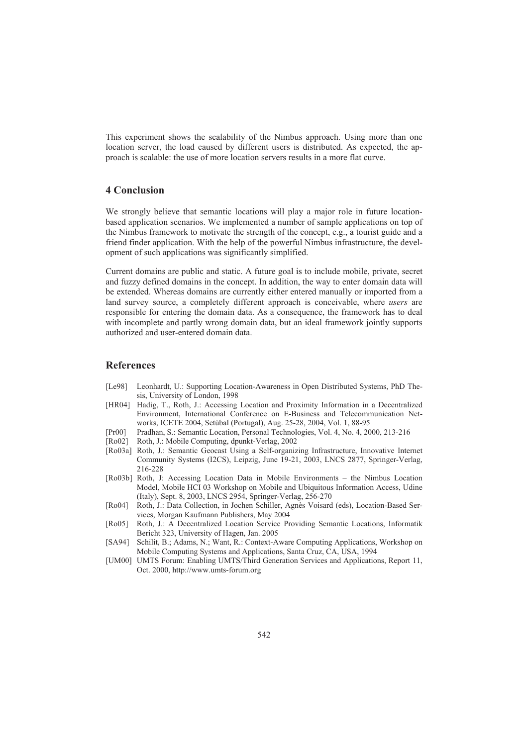This experiment shows the scalability of the Nimbus approach. Using more than one location server, the load caused by different users is distributed. As expected, the approach is scalable: the use of more location servers results in a more flat curve.

## 4 Conclusion

We strongly believe that semantic locations will play a major role in future location-based application scenarios. We implemented a number of sample applications on top of the Nimbus framework to motivate the strength of the concept, e.g., a tourist guide and a friend finder application. With the help of the powerful Nimbus infrastructure, the development of such applications was significantly simplified.

Current domains are public and static. A future goal is to include mobile, private, secret and fuzzy defined domains in the concept. In addition, the way to enter domain data will be extended. Whereas domains are currently either entered manually or imported from a land survey source, a completely different approach is conceivable, where *users* are responsible for entering the domain data. As a consequence, the framework has to deal with incomplete and partly wrong domain data, but an ideal framework jointly supports authorized and user-entered domain data.

## References

- [Le98] Leonhardt, U.: Supporting Location-Awareness in Open Distributed Systems, PhD Thesis, University of London, 1998
- [HR04] Hadig, T., Roth, J.: Accessing Location and Proximity Information in a Decentralized Environment, International Conference on E-Business and Telecommunication Networks, ICETE 2004, Setúbal (Portugal), Aug. 25-28, 2004, Vol. 1, 88-95
- [Pr00] Pradhan, S.: Semantic Location, Personal Technologies, Vol. 4, No. 4, 2000, 213-216
- [Ro02] Roth, J.: Mobile Computing, dpunkt-Verlag, 2002
- [Ro03a] Roth, J.: Semantic Geocast Using a Self-organizing Infrastructure, Innovative Internet Community Systems (I2CS), Leipzig, June 19-21, 2003, LNCS 2877, Springer-Verlag, 216-228
- [Ro03b] Roth, J: Accessing Location Data in Mobile Environments – the Nimbus Location Model, Mobile HCI 03 Workshop on Mobile and Ubiquitous Information Access, Udine (Italy), Sept. 8, 2003, LNCS 2954, Springer-Verlag, 256-270
- [Ro04] Roth, J.: Data Collection, in Jochen Schiller, Agnès Voisard (eds), Location-Based Services, Morgan Kaufmann Publishers, May 2004
- [Ro05] Roth, J.: A Decentralized Location Service Providing Semantic Locations, Informatik Bericht 323, University of Hagen, Jan. 2005
- [SA94] Schilit, B.; Adams, N.; Want, R.: Context-Aware Computing Applications, Workshop on Mobile Computing Systems and Applications, Santa Cruz, CA, USA, 1994
- [UM00] UMTS Forum: Enabling UMTS/Third Generation Services and Applications, Report 11, Oct. 2000, http://www.umts-forum.org